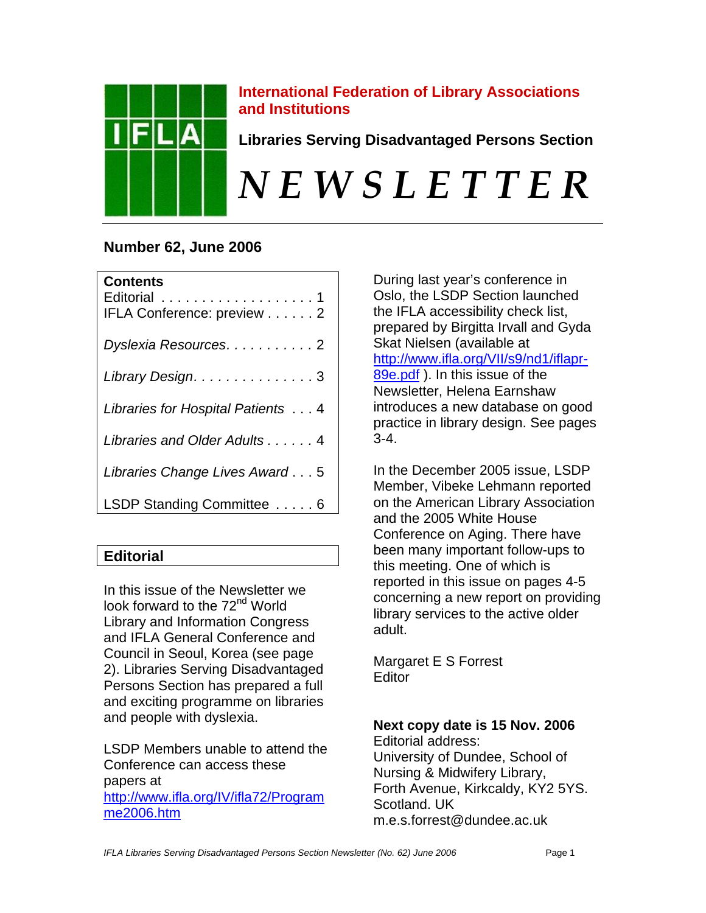**International Federation of Library Associations and Institutions**

**Libraries Serving Disadvantaged Persons Section**

# *NEWSLETTER*

## Number 62, June 2006

| Contents | |
|---|---|
| Editorial | 1 |
| IFLA Conference: preview | 2 |
| *Dyslexia Resources* | 2 |
| *Library Design* | 3 |
| *Libraries for Hospital Patients* | 4 |
| *Libraries and Older Adults* | 4 |
| *Libraries Change Lives Award* | 5 |
| LSDP Standing Committee | 6 |

## Editorial

In this issue of the Newsletter we look forward to the 72nd World Library and Information Congress and IFLA General Conference and Council in Seoul, Korea (see page 2). Libraries Serving Disadvantaged Persons Section has prepared a full and exciting programme on libraries and people with dyslexia.

LSDP Members unable to attend the Conference can access these papers at http://www.ifla.org/IV/ifla72/Programme2006.htm

During last year's conference in Oslo, the LSDP Section launched the IFLA accessibility check list, prepared by Birgitta Irvall and Gyda Skat Nielsen (available at http://www.ifla.org/VII/s9/nd1/iflapr-89e.pdf ). In this issue of the Newsletter, Helena Earnshaw introduces a new database on good practice in library design. See pages 3-4.

In the December 2005 issue, LSDP Member, Vibeke Lehmann reported on the American Library Association and the 2005 White House Conference on Aging. There have been many important follow-ups to this meeting. One of which is reported in this issue on pages 4-5 concerning a new report on providing library services to the active older adult.

Margaret E S Forrest
Editor

**Next copy date is 15 Nov. 2006**
Editorial address:
University of Dundee, School of Nursing & Midwifery Library,
Forth Avenue, Kirkcaldy, KY2 5YS.
Scotland. UK
m.e.s.forrest@dundee.ac.uk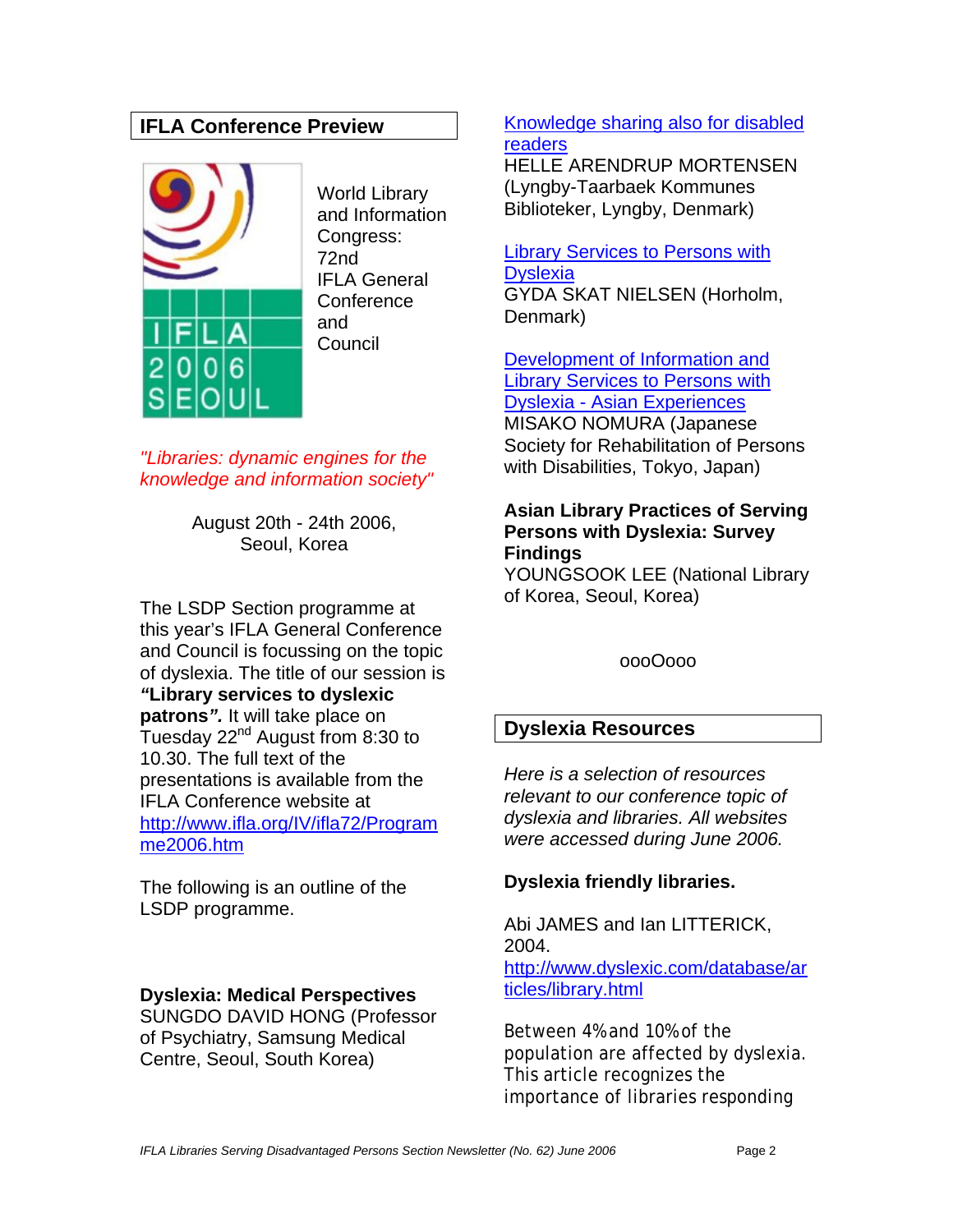## IFLA Conference Preview

World Library and Information Congress: 72nd IFLA General Conference and Council

*"Libraries: dynamic engines for the knowledge and information society"*

August 20th - 24th 2006, Seoul, Korea

The LSDP Section programme at this year's IFLA General Conference and Council is focussing on the topic of dyslexia. The title of our session is ***"Library services to dyslexic patrons".*** It will take place on Tuesday 22nd August from 8:30 to 10.30. The full text of the presentations is available from the IFLA Conference website at [http://www.ifla.org/IV/ifla72/Programme2006.htm](http://www.ifla.org/IV/ifla72/Programme2006.htm)

The following is an outline of the LSDP programme.

**Dyslexia: Medical Perspectives**
SUNGDO DAVID HONG (Professor of Psychiatry, Samsung Medical Centre, Seoul, South Korea)

Knowledge sharing also for disabled readers
HELLE ARENDRUP MORTENSEN (Lyngby-Taarbaek Kommunes Biblioteker, Lyngby, Denmark)

Library Services to Persons with Dyslexia
GYDA SKAT NIELSEN (Horholm, Denmark)

Development of Information and Library Services to Persons with Dyslexia - Asian Experiences
MISAKO NOMURA (Japanese Society for Rehabilitation of Persons with Disabilities, Tokyo, Japan)

**Asian Library Practices of Serving Persons with Dyslexia: Survey Findings**
YOUNGSOOK LEE (National Library of Korea, Seoul, Korea)

oooOooo

## Dyslexia Resources

*Here is a selection of resources relevant to our conference topic of dyslexia and libraries. All websites were accessed during June 2006.*

**Dyslexia friendly libraries.**

Abi JAMES and Ian LITTERICK, 2004.
[http://www.dyslexic.com/database/articles/library.html](http://www.dyslexic.com/database/articles/library.html)

Between 4% and 10% of the population are affected by dyslexia. This article recognizes the importance of libraries responding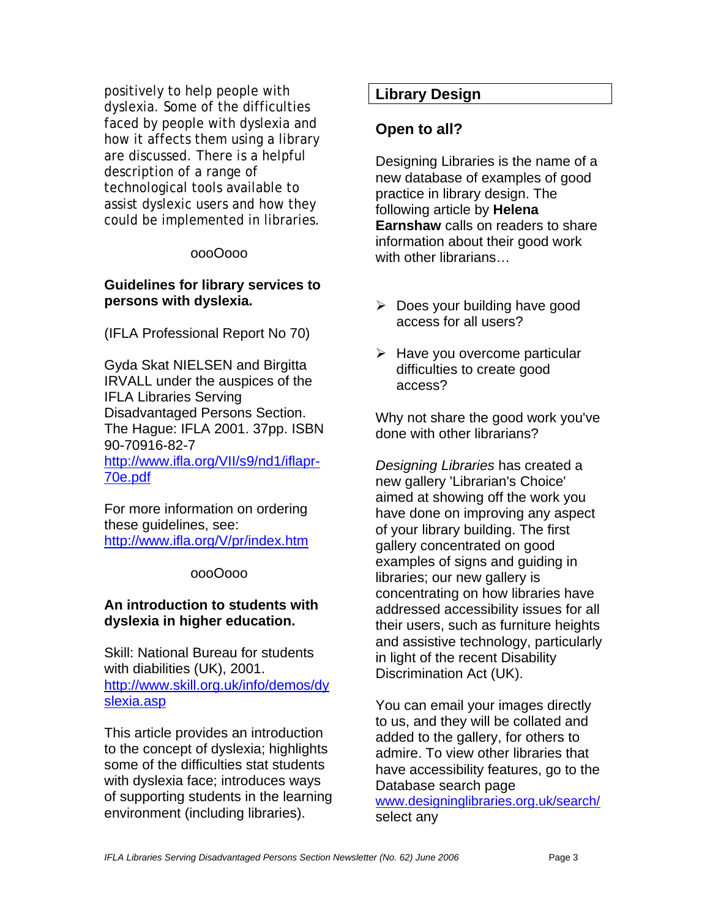positively to help people with dyslexia. Some of the difficulties faced by people with dyslexia and how it affects them using a library are discussed. There is a helpful description of a range of technological tools available to assist dyslexic users and how they could be implemented in libraries.

oooOooo

**Guidelines for library services to persons with dyslexia.**

(IFLA Professional Report No 70)

Gyda Skat NIELSEN and Birgitta IRVALL under the auspices of the IFLA Libraries Serving Disadvantaged Persons Section. The Hague: IFLA 2001. 37pp. ISBN 90-70916-82-7
http://www.ifla.org/VII/s9/nd1/iflapr-70e.pdf

For more information on ordering these guidelines, see:
http://www.ifla.org/V/pr/index.htm

oooOooo

**An introduction to students with dyslexia in higher education.**

Skill: National Bureau for students with diabilities (UK), 2001.
http://www.skill.org.uk/info/demos/dyslexia.asp

This article provides an introduction to the concept of dyslexia; highlights some of the difficulties stat students with dyslexia face; introduces ways of supporting students in the learning environment (including libraries).

## Library Design

### Open to all?

Designing Libraries is the name of a new database of examples of good practice in library design. The following article by **Helena Earnshaw** calls on readers to share information about their good work with other librarians…

- Does your building have good access for all users?
- Have you overcome particular difficulties to create good access?

Why not share the good work you've done with other librarians?

*Designing Libraries* has created a new gallery 'Librarian's Choice' aimed at showing off the work you have done on improving any aspect of your library building. The first gallery concentrated on good examples of signs and guiding in libraries; our new gallery is concentrating on how libraries have addressed accessibility issues for all their users, such as furniture heights and assistive technology, particularly in light of the recent Disability Discrimination Act (UK).

You can email your images directly to us, and they will be collated and added to the gallery, for others to admire. To view other libraries that have accessibility features, go to the Database search page www.designinglibraries.org.uk/search/ select any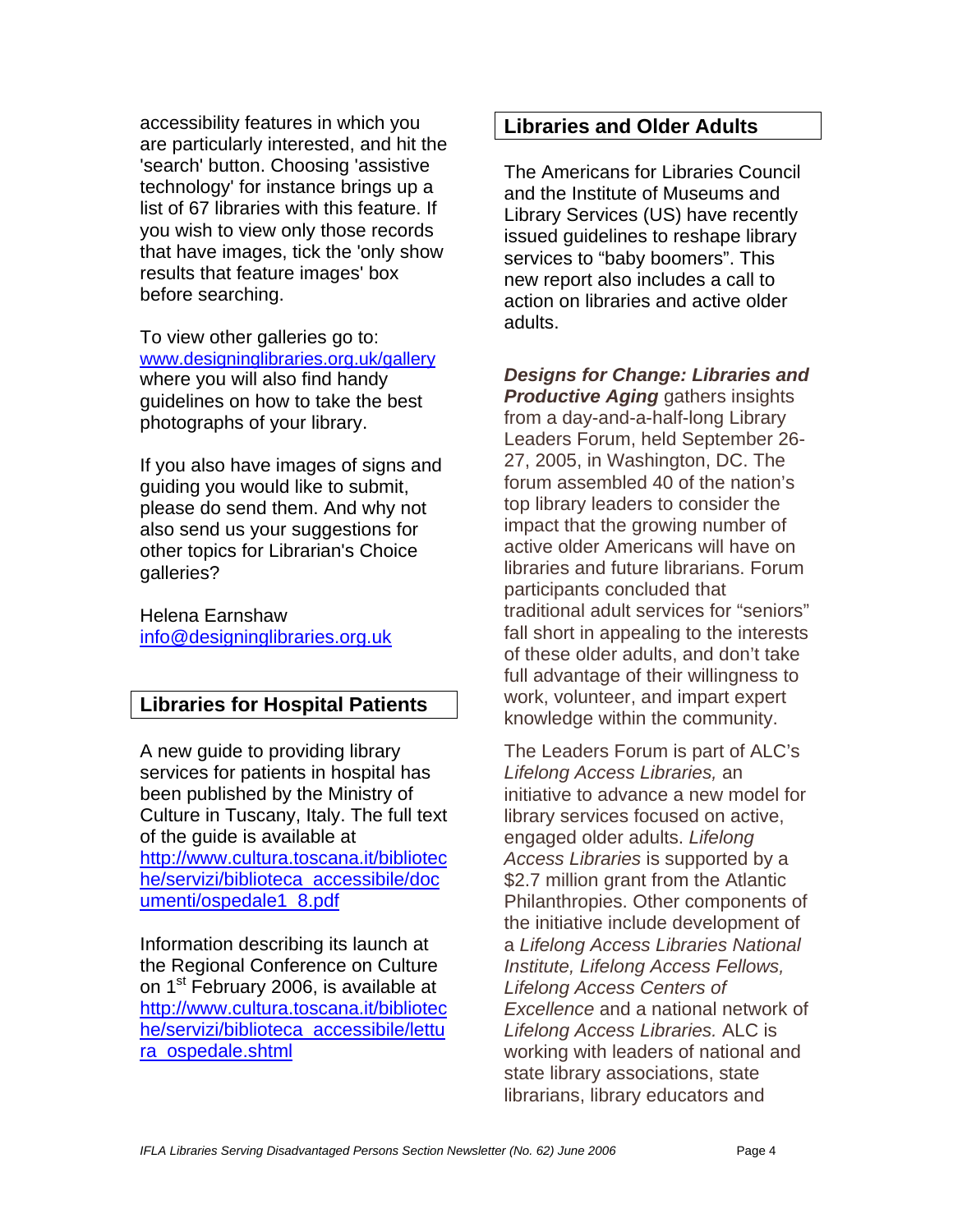accessibility features in which you are particularly interested, and hit the 'search' button. Choosing 'assistive technology' for instance brings up a list of 67 libraries with this feature. If you wish to view only those records that have images, tick the 'only show results that feature images' box before searching.

To view other galleries go to: www.designinglibraries.org.uk/gallery where you will also find handy guidelines on how to take the best photographs of your library.

If you also have images of signs and guiding you would like to submit, please do send them. And why not also send us your suggestions for other topics for Librarian's Choice galleries?

Helena Earnshaw
info@designinglibraries.org.uk

## Libraries for Hospital Patients

A new guide to providing library services for patients in hospital has been published by the Ministry of Culture in Tuscany, Italy. The full text of the guide is available at http://www.cultura.toscana.it/biblioteche/servizi/biblioteca_accessibile/documenti/ospedale1_8.pdf

Information describing its launch at the Regional Conference on Culture on 1st February 2006, is available at http://www.cultura.toscana.it/biblioteche/servizi/biblioteca_accessibile/lettura_ospedale.shtml

## Libraries and Older Adults

The Americans for Libraries Council and the Institute of Museums and Library Services (US) have recently issued guidelines to reshape library services to "baby boomers". This new report also includes a call to action on libraries and active older adults.

***Designs for Change: Libraries and Productive Aging*** gathers insights from a day-and-a-half-long Library Leaders Forum, held September 26-27, 2005, in Washington, DC. The forum assembled 40 of the nation's top library leaders to consider the impact that the growing number of active older Americans will have on libraries and future librarians. Forum participants concluded that traditional adult services for "seniors" fall short in appealing to the interests of these older adults, and don't take full advantage of their willingness to work, volunteer, and impart expert knowledge within the community.

The Leaders Forum is part of ALC's *Lifelong Access Libraries,* an initiative to advance a new model for library services focused on active, engaged older adults. *Lifelong Access Libraries* is supported by a $2.7 million grant from the Atlantic Philanthropies. Other components of the initiative include development of a *Lifelong Access Libraries National Institute, Lifelong Access Fellows, Lifelong Access Centers of Excellence* and a national network of *Lifelong Access Libraries.* ALC is working with leaders of national and state library associations, state librarians, library educators and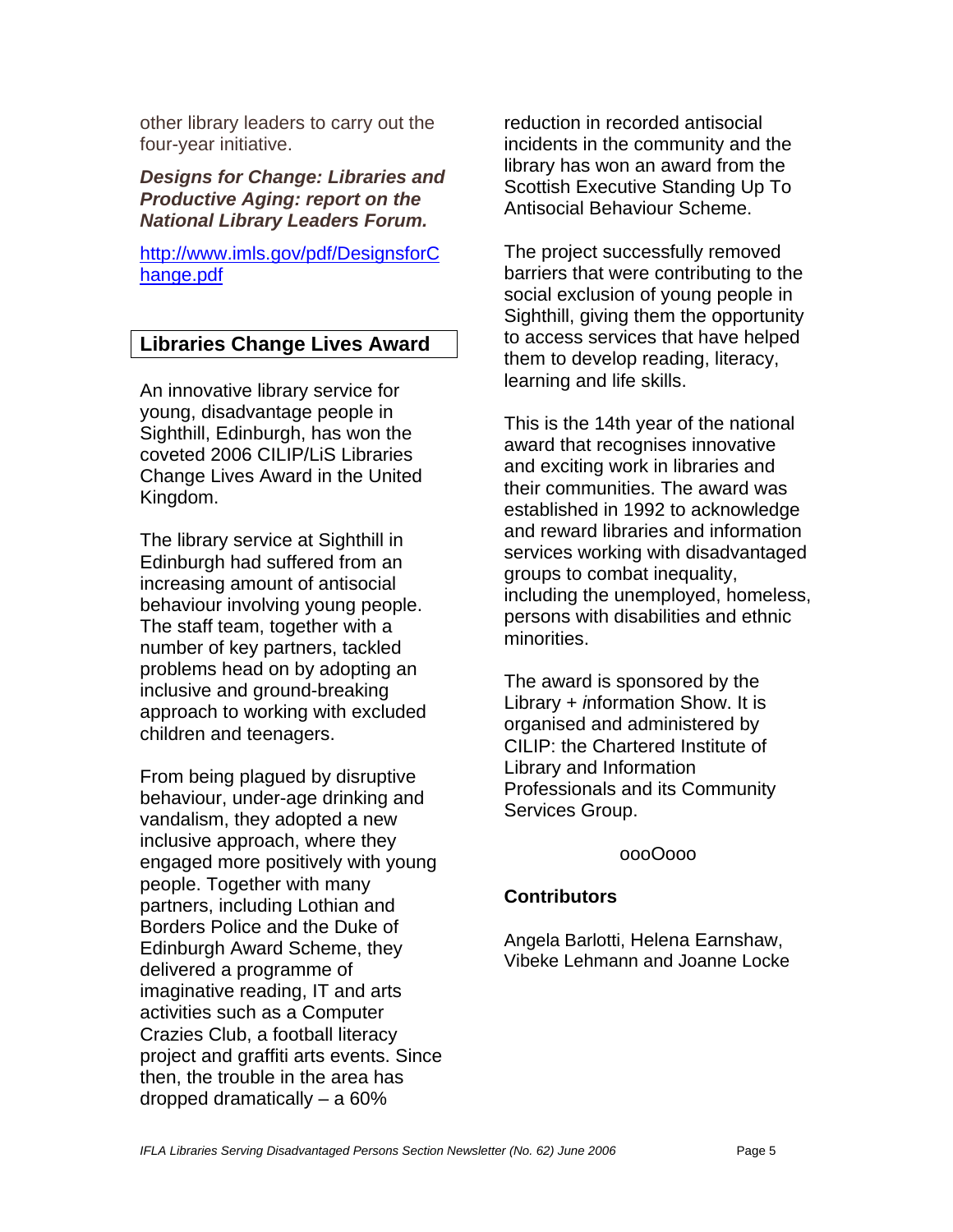other library leaders to carry out the four-year initiative.

***Designs for Change: Libraries and Productive Aging: report on the National Library Leaders Forum.***

http://www.imls.gov/pdf/DesignsforChange.pdf

## Libraries Change Lives Award

An innovative library service for young, disadvantage people in Sighthill, Edinburgh, has won the coveted 2006 CILIP/LiS Libraries Change Lives Award in the United Kingdom.

The library service at Sighthill in Edinburgh had suffered from an increasing amount of antisocial behaviour involving young people. The staff team, together with a number of key partners, tackled problems head on by adopting an inclusive and ground-breaking approach to working with excluded children and teenagers.

From being plagued by disruptive behaviour, under-age drinking and vandalism, they adopted a new inclusive approach, where they engaged more positively with young people. Together with many partners, including Lothian and Borders Police and the Duke of Edinburgh Award Scheme, they delivered a programme of imaginative reading, IT and arts activities such as a Computer Crazies Club, a football literacy project and graffiti arts events. Since then, the trouble in the area has dropped dramatically – a 60% reduction in recorded antisocial incidents in the community and the library has won an award from the Scottish Executive Standing Up To Antisocial Behaviour Scheme.

The project successfully removed barriers that were contributing to the social exclusion of young people in Sighthill, giving them the opportunity to access services that have helped them to develop reading, literacy, learning and life skills.

This is the 14th year of the national award that recognises innovative and exciting work in libraries and their communities. The award was established in 1992 to acknowledge and reward libraries and information services working with disadvantaged groups to combat inequality, including the unemployed, homeless, persons with disabilities and ethnic minorities.

The award is sponsored by the Library + *i*nformation Show. It is organised and administered by CILIP: the Chartered Institute of Library and Information Professionals and its Community Services Group.

oooOooo

**Contributors**

Angela Barlotti, Helena Earnshaw, Vibeke Lehmann and Joanne Locke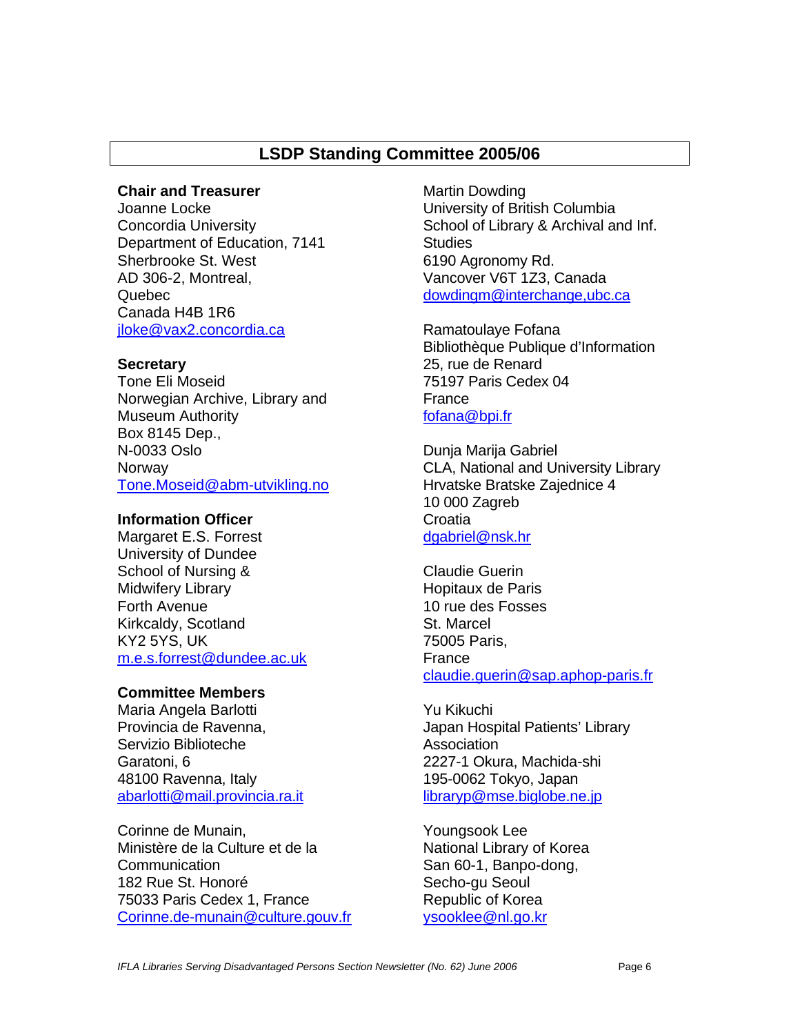## LSDP Standing Committee 2005/06

**Chair and Treasurer**
Joanne Locke
Concordia University
Department of Education, 7141
Sherbrooke St. West
AD 306-2, Montreal,
Quebec
Canada H4B 1R6
jloke@vax2.concordia.ca

**Secretary**
Tone Eli Moseid
Norwegian Archive, Library and
Museum Authority
Box 8145 Dep.,
N-0033 Oslo
Norway
Tone.Moseid@abm-utvikling.no

**Information Officer**
Margaret E.S. Forrest
University of Dundee
School of Nursing &
Midwifery Library
Forth Avenue
Kirkcaldy, Scotland
KY2 5YS, UK
m.e.s.forrest@dundee.ac.uk

**Committee Members**
Maria Angela Barlotti
Provincia de Ravenna,
Servizio Biblioteche
Garatoni, 6
48100 Ravenna, Italy
abarlotti@mail.provincia.ra.it

Corinne de Munain,
Ministère de la Culture et de la
Communication
182 Rue St. Honoré
75033 Paris Cedex 1, France
Corinne.de-munain@culture.gouv.fr

Martin Dowding
University of British Columbia
School of Library & Archival and Inf.
Studies
6190 Agronomy Rd.
Vancover V6T 1Z3, Canada
dowdingm@interchange,ubc.ca

Ramatoulaye Fofana
Bibliothèque Publique d'Information
25, rue de Renard
75197 Paris Cedex 04
France
fofana@bpi.fr

Dunja Marija Gabriel
CLA, National and University Library
Hrvatske Bratske Zajednice 4
10 000 Zagreb
Croatia
dgabriel@nsk.hr

Claudie Guerin
Hopitaux de Paris
10 rue des Fosses
St. Marcel
75005 Paris,
France
claudie.guerin@sap.aphop-paris.fr

Yu Kikuchi
Japan Hospital Patients' Library
Association
2227-1 Okura, Machida-shi
195-0062 Tokyo, Japan
libraryp@mse.biglobe.ne.jp

Youngsook Lee
National Library of Korea
San 60-1, Banpo-dong,
Secho-gu Seoul
Republic of Korea
ysooklee@nl.go.kr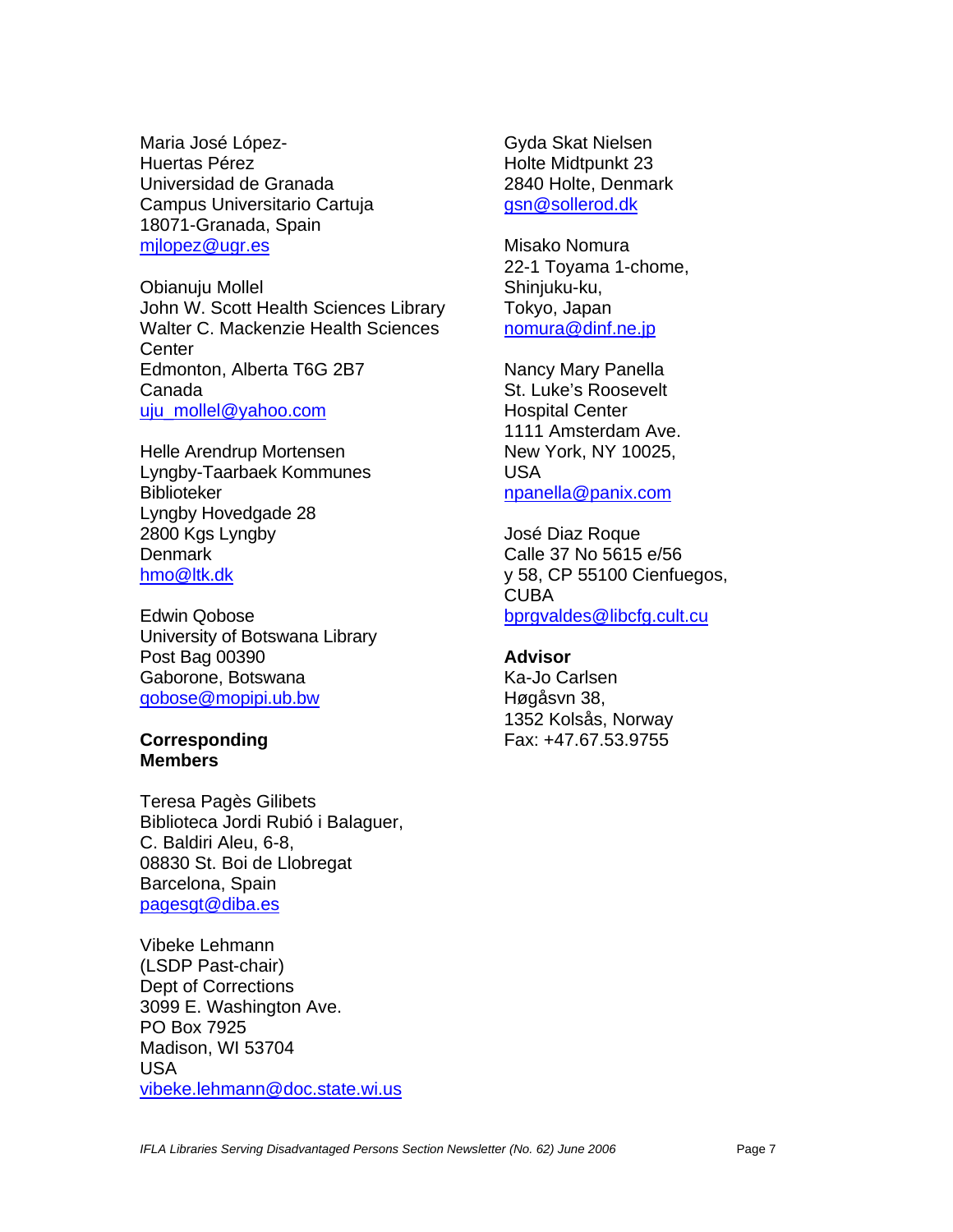Maria José López-
Huertas Pérez
Universidad de Granada
Campus Universitario Cartuja
18071-Granada, Spain
mjlopez@ugr.es

Obianuju Mollel
John W. Scott Health Sciences Library
Walter C. Mackenzie Health Sciences
Center
Edmonton, Alberta T6G 2B7
Canada
uju_mollel@yahoo.com

Helle Arendrup Mortensen
Lyngby-Taarbaek Kommunes
Biblioteker
Lyngby Hovedgade 28
2800 Kgs Lyngby
Denmark
hmo@ltk.dk

Edwin Qobose
University of Botswana Library
Post Bag 00390
Gaborone, Botswana
qobose@mopipi.ub.bw

**Corresponding Members**

Teresa Pagès Gilibets
Biblioteca Jordi Rubió i Balaguer,
C. Baldiri Aleu, 6-8,
08830 St. Boi de Llobregat
Barcelona, Spain
pagesgt@diba.es

Vibeke Lehmann
(LSDP Past-chair)
Dept of Corrections
3099 E. Washington Ave.
PO Box 7925
Madison, WI 53704
USA
vibeke.lehmann@doc.state.wi.us

Gyda Skat Nielsen
Holte Midtpunkt 23
2840 Holte, Denmark
gsn@sollerod.dk

Misako Nomura
22-1 Toyama 1-chome,
Shinjuku-ku,
Tokyo, Japan
nomura@dinf.ne.jp

Nancy Mary Panella
St. Luke's Roosevelt
Hospital Center
1111 Amsterdam Ave.
New York, NY 10025,
USA
npanella@panix.com

José Diaz Roque
Calle 37 No 5615 e/56
y 58, CP 55100 Cienfuegos,
CUBA
bprgvaldes@libcfg.cult.cu

**Advisor**

Ka-Jo Carlsen
Høgåsvn 38,
1352 Kolsås, Norway
Fax: +47.67.53.9755